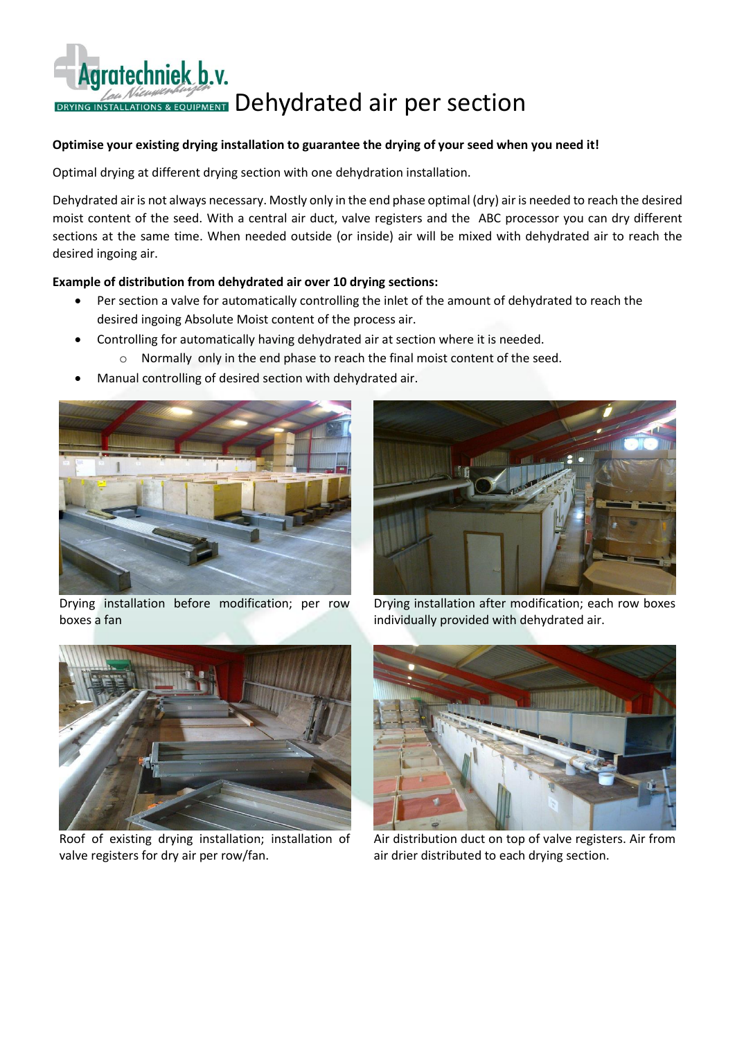# Dehydrated air per section

**Optimise your existing drying installation to guarantee the drying of your seed when you need it!**

Optimal drying at different drying section with one dehydration installation.

Dehydrated air is not always necessary. Mostly only in the end phase optimal (dry) air is needed to reach the desired moist content of the seed. With a central air duct, valve registers and the ABC processor you can dry different sections at the same time. When needed outside (or inside) air will be mixed with dehydrated air to reach the desired ingoing air.

**Example of distribution from dehydrated air over 10 drying sections:**

- Per section a valve for automatically controlling the inlet of the amount of dehydrated to reach the desired ingoing Absolute Moist content of the process air.
- Controlling for automatically having dehydrated air at section where it is needed.
  - Normally only in the end phase to reach the final moist content of the seed.
- Manual controlling of desired section with dehydrated air.

Drying installation before modification; per row boxes a fan

Drying installation after modification; each row boxes individually provided with dehydrated air.

Roof of existing drying installation; installation of valve registers for dry air per row/fan.

Air distribution duct on top of valve registers. Air from air drier distributed to each drying section.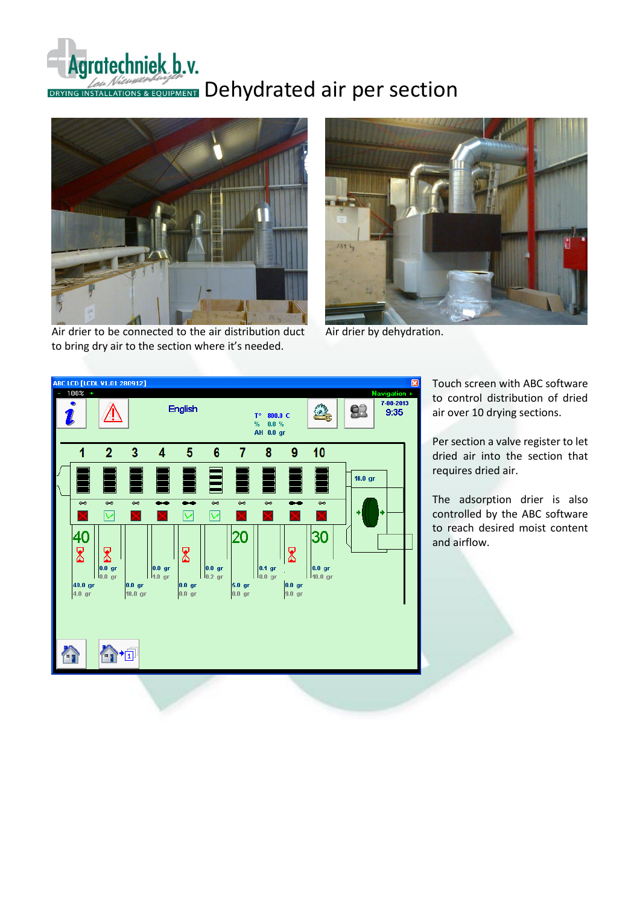# Dehydrated air per section

Air drier to be connected to the air distribution duct to bring dry air to the section where it's needed.

Air drier by dehydration.

Touch screen with ABC software to control distribution of dried air over 10 drying sections.

Per section a valve register to let dried air into the section that requires dried air.

The adsorption drier is also controlled by the ABC software to reach desired moist content and airflow.